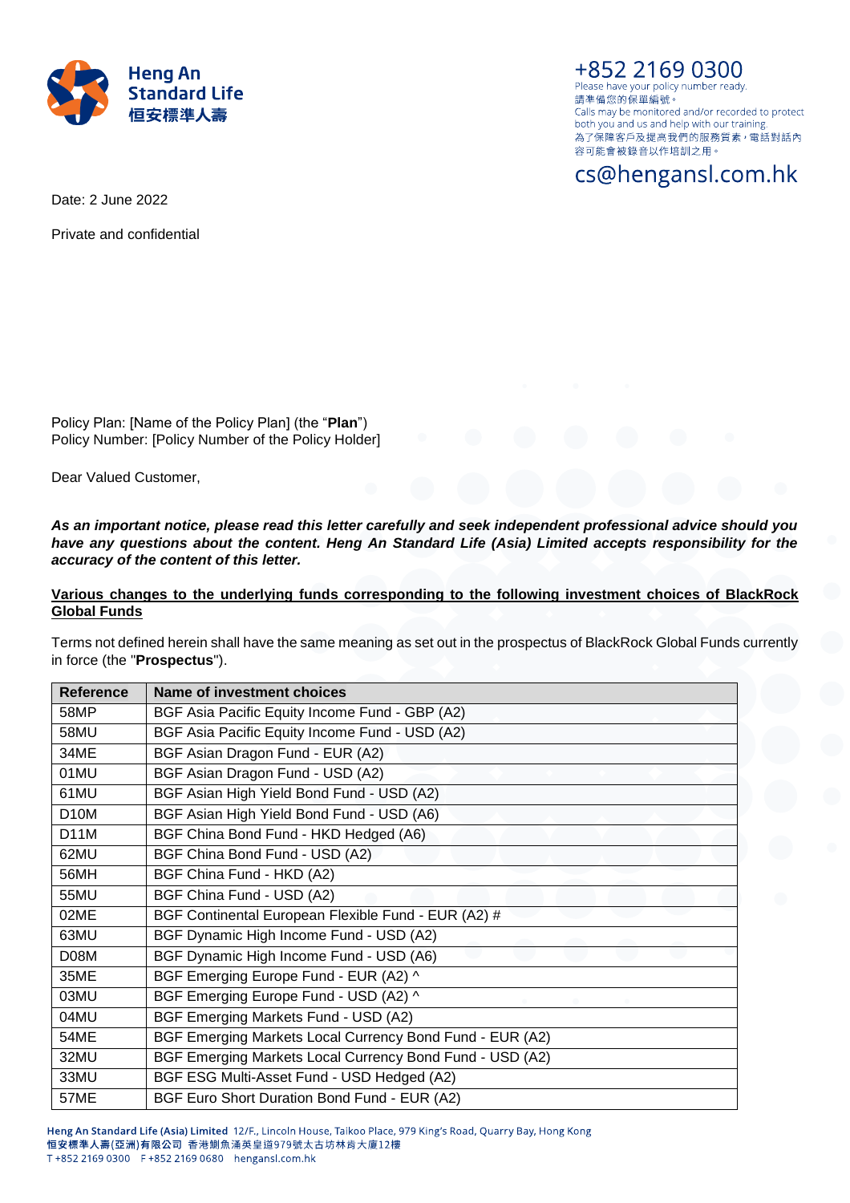Heng An Standard Life
恒安標準人壽

+852 2169 0300
Please have your policy number ready.
請準備您的保單編號。
Calls may be monitored and/or recorded to protect both you and us and help with our training.
為了保障客戶及提高我們的服務質素，電話對話內容可能會被錄音以作培訓之用。

cs@hengansl.com.hk

Date: 2 June 2022

Private and confidential

Policy Plan: [Name of the Policy Plan] (the "**Plan**")
Policy Number: [Policy Number of the Policy Holder]

Dear Valued Customer,

***As an important notice, please read this letter carefully and seek independent professional advice should you have any questions about the content. Heng An Standard Life (Asia) Limited accepts responsibility for the accuracy of the content of this letter.***

**<u>Various changes to the underlying funds corresponding to the following investment choices of BlackRock Global Funds</u>**

Terms not defined herein shall have the same meaning as set out in the prospectus of BlackRock Global Funds currently in force (the "**Prospectus**").

| Reference | Name of investment choices |
|---|---|
| 58MP | BGF Asia Pacific Equity Income Fund - GBP (A2) |
| 58MU | BGF Asia Pacific Equity Income Fund - USD (A2) |
| 34ME | BGF Asian Dragon Fund - EUR (A2) |
| 01MU | BGF Asian Dragon Fund - USD (A2) |
| 61MU | BGF Asian High Yield Bond Fund - USD (A2) |
| D10M | BGF Asian High Yield Bond Fund - USD (A6) |
| D11M | BGF China Bond Fund - HKD Hedged (A6) |
| 62MU | BGF China Bond Fund - USD (A2) |
| 56MH | BGF China Fund - HKD (A2) |
| 55MU | BGF China Fund - USD (A2) |
| 02ME | BGF Continental European Flexible Fund - EUR (A2) # |
| 63MU | BGF Dynamic High Income Fund - USD (A2) |
| D08M | BGF Dynamic High Income Fund - USD (A6) |
| 35ME | BGF Emerging Europe Fund - EUR (A2) ^ |
| 03MU | BGF Emerging Europe Fund - USD (A2) ^ |
| 04MU | BGF Emerging Markets Fund - USD (A2) |
| 54ME | BGF Emerging Markets Local Currency Bond Fund - EUR (A2) |
| 32MU | BGF Emerging Markets Local Currency Bond Fund - USD (A2) |
| 33MU | BGF ESG Multi-Asset Fund - USD Hedged (A2) |
| 57ME | BGF Euro Short Duration Bond Fund - EUR (A2) |

Heng An Standard Life (Asia) Limited 12/F., Lincoln House, Taikoo Place, 979 King's Road, Quarry Bay, Hong Kong
恒安標準人壽(亞洲)有限公司 香港鰂魚涌英皇道979號太古坊林肯大廈12樓
T +852 2169 0300 F +852 2169 0680 hengansl.com.hk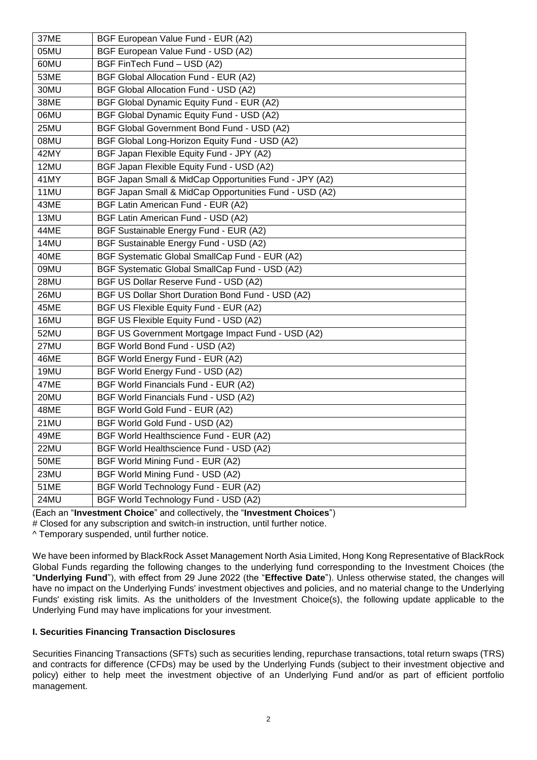| | |
|---|---|
| 37ME | BGF European Value Fund - EUR (A2) |
| 05MU | BGF European Value Fund - USD (A2) |
| 60MU | BGF FinTech Fund – USD (A2) |
| 53ME | BGF Global Allocation Fund - EUR (A2) |
| 30MU | BGF Global Allocation Fund - USD (A2) |
| 38ME | BGF Global Dynamic Equity Fund - EUR (A2) |
| 06MU | BGF Global Dynamic Equity Fund - USD (A2) |
| 25MU | BGF Global Government Bond Fund - USD (A2) |
| 08MU | BGF Global Long-Horizon Equity Fund - USD (A2) |
| 42MY | BGF Japan Flexible Equity Fund - JPY (A2) |
| 12MU | BGF Japan Flexible Equity Fund - USD (A2) |
| 41MY | BGF Japan Small & MidCap Opportunities Fund - JPY (A2) |
| 11MU | BGF Japan Small & MidCap Opportunities Fund - USD (A2) |
| 43ME | BGF Latin American Fund - EUR (A2) |
| 13MU | BGF Latin American Fund - USD (A2) |
| 44ME | BGF Sustainable Energy Fund - EUR (A2) |
| 14MU | BGF Sustainable Energy Fund - USD (A2) |
| 40ME | BGF Systematic Global SmallCap Fund - EUR (A2) |
| 09MU | BGF Systematic Global SmallCap Fund - USD (A2) |
| 28MU | BGF US Dollar Reserve Fund - USD (A2) |
| 26MU | BGF US Dollar Short Duration Bond Fund - USD (A2) |
| 45ME | BGF US Flexible Equity Fund - EUR (A2) |
| 16MU | BGF US Flexible Equity Fund - USD (A2) |
| 52MU | BGF US Government Mortgage Impact Fund - USD (A2) |
| 27MU | BGF World Bond Fund - USD (A2) |
| 46ME | BGF World Energy Fund - EUR (A2) |
| 19MU | BGF World Energy Fund - USD (A2) |
| 47ME | BGF World Financials Fund - EUR (A2) |
| 20MU | BGF World Financials Fund - USD (A2) |
| 48ME | BGF World Gold Fund - EUR (A2) |
| 21MU | BGF World Gold Fund - USD (A2) |
| 49ME | BGF World Healthscience Fund - EUR (A2) |
| 22MU | BGF World Healthscience Fund - USD (A2) |
| 50ME | BGF World Mining Fund - EUR (A2) |
| 23MU | BGF World Mining Fund - USD (A2) |
| 51ME | BGF World Technology Fund - EUR (A2) |
| 24MU | BGF World Technology Fund - USD (A2) |

(Each an "**Investment Choice**" and collectively, the "**Investment Choices**")

# Closed for any subscription and switch-in instruction, until further notice.

^ Temporary suspended, until further notice.

We have been informed by BlackRock Asset Management North Asia Limited, Hong Kong Representative of BlackRock Global Funds regarding the following changes to the underlying fund corresponding to the Investment Choices (the "**Underlying Fund**"), with effect from 29 June 2022 (the "**Effective Date**"). Unless otherwise stated, the changes will have no impact on the Underlying Funds' investment objectives and policies, and no material change to the Underlying Funds' existing risk limits. As the unitholders of the Investment Choice(s), the following update applicable to the Underlying Fund may have implications for your investment.

### I. Securities Financing Transaction Disclosures

Securities Financing Transactions (SFTs) such as securities lending, repurchase transactions, total return swaps (TRS) and contracts for difference (CFDs) may be used by the Underlying Funds (subject to their investment objective and policy) either to help meet the investment objective of an Underlying Fund and/or as part of efficient portfolio management.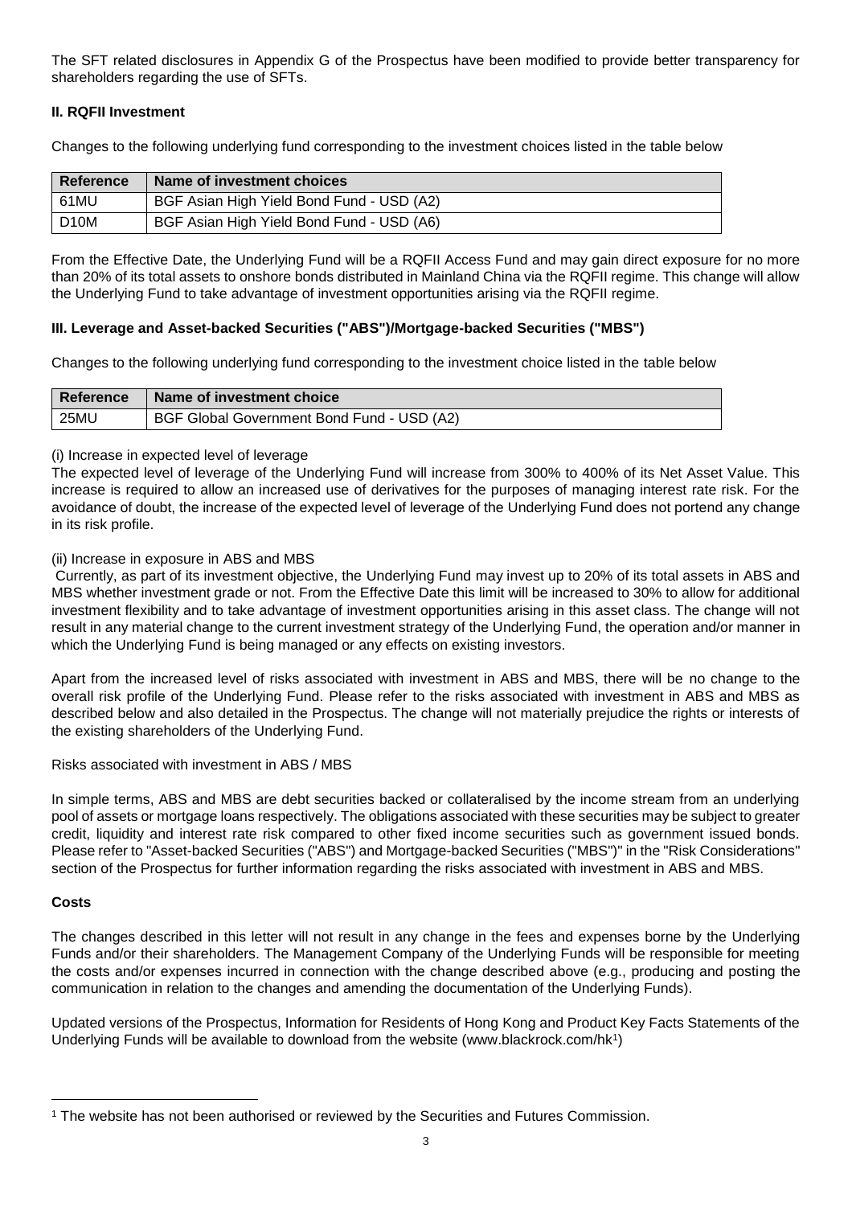The SFT related disclosures in Appendix G of the Prospectus have been modified to provide better transparency for shareholders regarding the use of SFTs.

**II. RQFII Investment**

Changes to the following underlying fund corresponding to the investment choices listed in the table below

| Reference | Name of investment choices |
|---|---|
| 61MU | BGF Asian High Yield Bond Fund - USD (A2) |
| D10M | BGF Asian High Yield Bond Fund - USD (A6) |

From the Effective Date, the Underlying Fund will be a RQFII Access Fund and may gain direct exposure for no more than 20% of its total assets to onshore bonds distributed in Mainland China via the RQFII regime. This change will allow the Underlying Fund to take advantage of investment opportunities arising via the RQFII regime.

**III. Leverage and Asset-backed Securities ("ABS")/Mortgage-backed Securities ("MBS")**

Changes to the following underlying fund corresponding to the investment choice listed in the table below

| Reference | Name of investment choice |
|---|---|
| 25MU | BGF Global Government Bond Fund - USD (A2) |

(i) Increase in expected level of leverage

The expected level of leverage of the Underlying Fund will increase from 300% to 400% of its Net Asset Value. This increase is required to allow an increased use of derivatives for the purposes of managing interest rate risk. For the avoidance of doubt, the increase of the expected level of leverage of the Underlying Fund does not portend any change in its risk profile.

(ii) Increase in exposure in ABS and MBS

Currently, as part of its investment objective, the Underlying Fund may invest up to 20% of its total assets in ABS and MBS whether investment grade or not. From the Effective Date this limit will be increased to 30% to allow for additional investment flexibility and to take advantage of investment opportunities arising in this asset class. The change will not result in any material change to the current investment strategy of the Underlying Fund, the operation and/or manner in which the Underlying Fund is being managed or any effects on existing investors.

Apart from the increased level of risks associated with investment in ABS and MBS, there will be no change to the overall risk profile of the Underlying Fund. Please refer to the risks associated with investment in ABS and MBS as described below and also detailed in the Prospectus. The change will not materially prejudice the rights or interests of the existing shareholders of the Underlying Fund.

Risks associated with investment in ABS / MBS

In simple terms, ABS and MBS are debt securities backed or collateralised by the income stream from an underlying pool of assets or mortgage loans respectively. The obligations associated with these securities may be subject to greater credit, liquidity and interest rate risk compared to other fixed income securities such as government issued bonds. Please refer to "Asset-backed Securities ("ABS") and Mortgage-backed Securities ("MBS")" in the "Risk Considerations" section of the Prospectus for further information regarding the risks associated with investment in ABS and MBS.

**Costs**

The changes described in this letter will not result in any change in the fees and expenses borne by the Underlying Funds and/or their shareholders. The Management Company of the Underlying Funds will be responsible for meeting the costs and/or expenses incurred in connection with the change described above (e.g., producing and posting the communication in relation to the changes and amending the documentation of the Underlying Funds).

Updated versions of the Prospectus, Information for Residents of Hong Kong and Product Key Facts Statements of the Underlying Funds will be available to download from the website (www.blackrock.com/hk[1])

[1] The website has not been authorised or reviewed by the Securities and Futures Commission.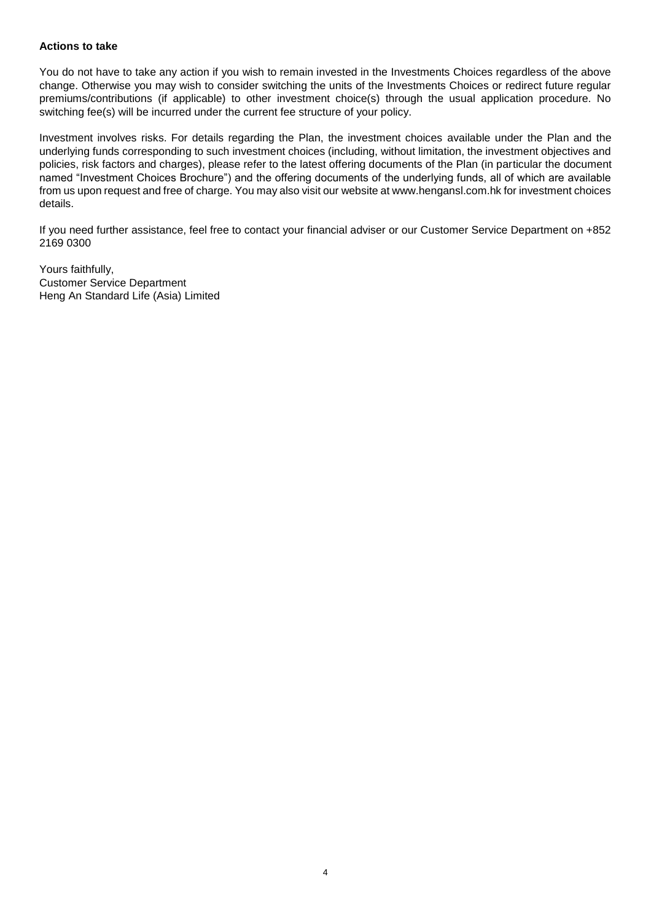**Actions to take**

You do not have to take any action if you wish to remain invested in the Investments Choices regardless of the above change. Otherwise you may wish to consider switching the units of the Investments Choices or redirect future regular premiums/contributions (if applicable) to other investment choice(s) through the usual application procedure. No switching fee(s) will be incurred under the current fee structure of your policy.

Investment involves risks. For details regarding the Plan, the investment choices available under the Plan and the underlying funds corresponding to such investment choices (including, without limitation, the investment objectives and policies, risk factors and charges), please refer to the latest offering documents of the Plan (in particular the document named "Investment Choices Brochure") and the offering documents of the underlying funds, all of which are available from us upon request and free of charge. You may also visit our website at www.hengansl.com.hk for investment choices details.

If you need further assistance, feel free to contact your financial adviser or our Customer Service Department on +852 2169 0300

Yours faithfully,
Customer Service Department
Heng An Standard Life (Asia) Limited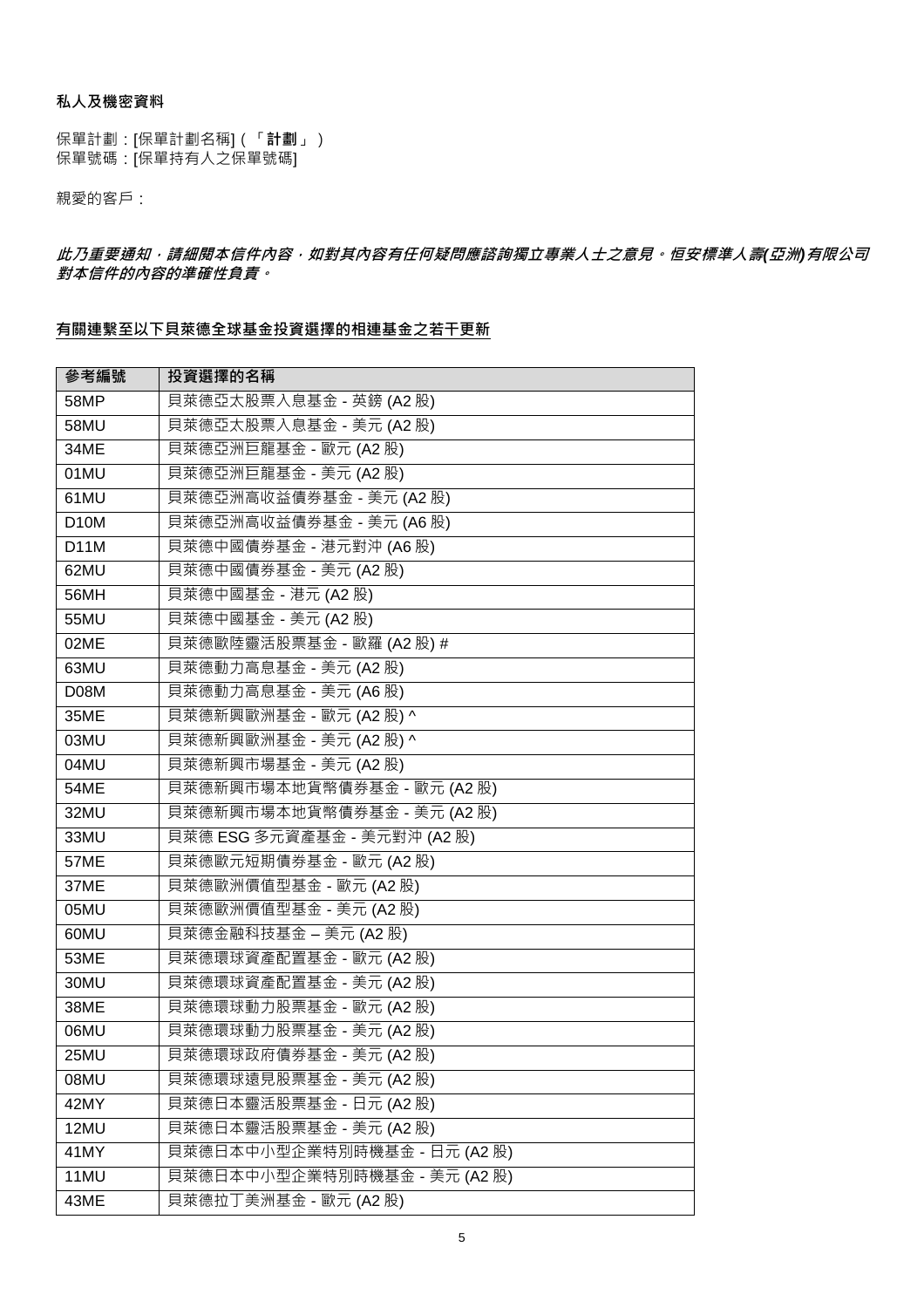**私人及機密資料**

保單計劃：[保單計劃名稱]（「**計劃**」）
保單號碼：[保單持有人之保單號碼]

親愛的客戶：

***此乃重要通知，請細閱本信件內容，如對其內容有任何疑問應諮詢獨立專業人士之意見。恒安標準人壽(亞洲)有限公司對本信件的內容的準確性負責。***

**<u>有關連繫至以下貝萊德全球基金投資選擇的相連基金之若干更新</u>**

| 參考編號 | 投資選擇的名稱 |
|---|---|
| 58MP | 貝萊德亞太股票入息基金 - 英鎊 (A2 股) |
| 58MU | 貝萊德亞太股票入息基金 - 美元 (A2 股) |
| 34ME | 貝萊德亞洲巨龍基金 - 歐元 (A2 股) |
| 01MU | 貝萊德亞洲巨龍基金 - 美元 (A2 股) |
| 61MU | 貝萊德亞洲高收益債券基金 - 美元 (A2 股) |
| D10M | 貝萊德亞洲高收益債券基金 - 美元 (A6 股) |
| D11M | 貝萊德中國債券基金 - 港元對沖 (A6 股) |
| 62MU | 貝萊德中國債券基金 - 美元 (A2 股) |
| 56MH | 貝萊德中國基金 - 港元 (A2 股) |
| 55MU | 貝萊德中國基金 - 美元 (A2 股) |
| 02ME | 貝萊德歐陸靈活股票基金 - 歐羅 (A2 股) # |
| 63MU | 貝萊德動力高息基金 - 美元 (A2 股) |
| D08M | 貝萊德動力高息基金 - 美元 (A6 股) |
| 35ME | 貝萊德新興歐洲基金 - 歐元 (A2 股) ^ |
| 03MU | 貝萊德新興歐洲基金 - 美元 (A2 股) ^ |
| 04MU | 貝萊德新興市場基金 - 美元 (A2 股) |
| 54ME | 貝萊德新興市場本地貨幣債券基金 - 歐元 (A2 股) |
| 32MU | 貝萊德新興市場本地貨幣債券基金 - 美元 (A2 股) |
| 33MU | 貝萊德 ESG 多元資產基金 - 美元對沖 (A2 股) |
| 57ME | 貝萊德歐元短期債券基金 - 歐元 (A2 股) |
| 37ME | 貝萊德歐洲價值型基金 - 歐元 (A2 股) |
| 05MU | 貝萊德歐洲價值型基金 - 美元 (A2 股) |
| 60MU | 貝萊德金融科技基金 – 美元 (A2 股) |
| 53ME | 貝萊德環球資產配置基金 - 歐元 (A2 股) |
| 30MU | 貝萊德環球資產配置基金 - 美元 (A2 股) |
| 38ME | 貝萊德環球動力股票基金 - 歐元 (A2 股) |
| 06MU | 貝萊德環球動力股票基金 - 美元 (A2 股) |
| 25MU | 貝萊德環球政府債券基金 - 美元 (A2 股) |
| 08MU | 貝萊德環球遠見股票基金 - 美元 (A2 股) |
| 42MY | 貝萊德日本靈活股票基金 - 日元 (A2 股) |
| 12MU | 貝萊德日本靈活股票基金 - 美元 (A2 股) |
| 41MY | 貝萊德日本中小型企業特別時機基金 - 日元 (A2 股) |
| 11MU | 貝萊德日本中小型企業特別時機基金 - 美元 (A2 股) |
| 43ME | 貝萊德拉丁美洲基金 - 歐元 (A2 股) |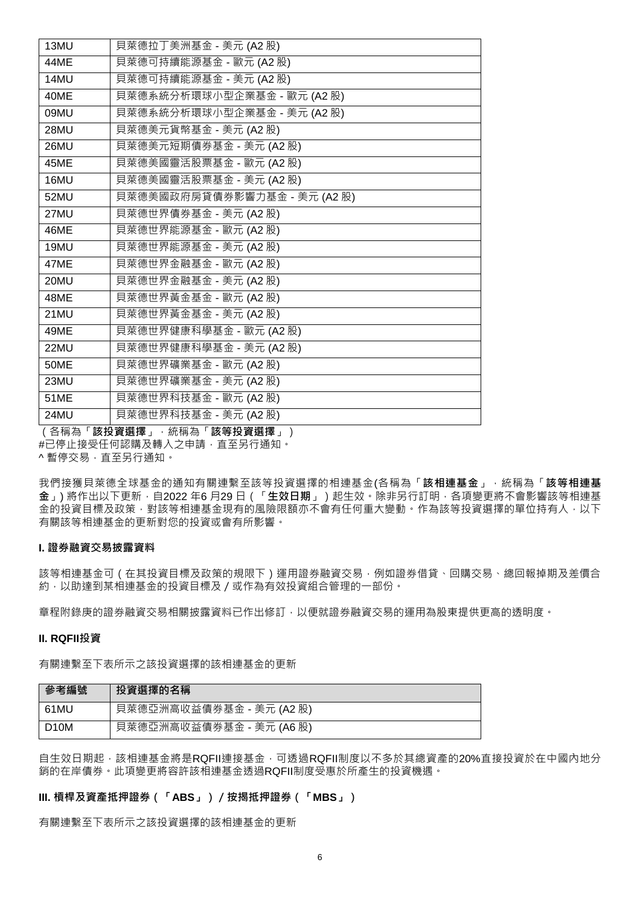| 13MU | 貝萊德拉丁美洲基金 - 美元 (A2 股) |
|---|---|
| 44ME | 貝萊德可持續能源基金 - 歐元 (A2 股) |
| 14MU | 貝萊德可持續能源基金 - 美元 (A2 股) |
| 40ME | 貝萊德系統分析環球小型企業基金 - 歐元 (A2 股) |
| 09MU | 貝萊德系統分析環球小型企業基金 - 美元 (A2 股) |
| 28MU | 貝萊德美元貨幣基金 - 美元 (A2 股) |
| 26MU | 貝萊德美元短期債券基金 - 美元 (A2 股) |
| 45ME | 貝萊德美國靈活股票基金 - 歐元 (A2 股) |
| 16MU | 貝萊德美國靈活股票基金 - 美元 (A2 股) |
| 52MU | 貝萊德美國政府房貸債券影響力基金 - 美元 (A2 股) |
| 27MU | 貝萊德世界債券基金 - 美元 (A2 股) |
| 46ME | 貝萊德世界能源基金 - 歐元 (A2 股) |
| 19MU | 貝萊德世界能源基金 - 美元 (A2 股) |
| 47ME | 貝萊德世界金融基金 - 歐元 (A2 股) |
| 20MU | 貝萊德世界金融基金 - 美元 (A2 股) |
| 48ME | 貝萊德世界黃金基金 - 歐元 (A2 股) |
| 21MU | 貝萊德世界黃金基金 - 美元 (A2 股) |
| 49ME | 貝萊德世界健康科學基金 - 歐元 (A2 股) |
| 22MU | 貝萊德世界健康科學基金 - 美元 (A2 股) |
| 50ME | 貝萊德世界礦業基金 - 歐元 (A2 股) |
| 23MU | 貝萊德世界礦業基金 - 美元 (A2 股) |
| 51ME | 貝萊德世界科技基金 - 歐元 (A2 股) |
| 24MU | 貝萊德世界科技基金 - 美元 (A2 股) |

（各稱為「**該投資選擇**」，統稱為「**該等投資選擇**」）
#已停止接受任何認購及轉入之申請，直至另行通知。
^ 暫停交易，直至另行通知。

我們接獲貝萊德全球基金的通知有關連繫至該等投資選擇的相連基金(各稱為「**該相連基金**」，統稱為「**該等相連基金**」) 將作出以下更新，自2022 年6 月29 日（「**生效日期**」）起生效。除非另行訂明，各項變更將不會影響該等相連基金的投資目標及政策，對該等相連基金現有的風險限額亦不會有任何重大變動。作為該等投資選擇的單位持有人，以下有關該等相連基金的更新對您的投資或會有所影響。

**I. 證券融資交易披露資料**

該等相連基金可（在其投資目標及政策的規限下）運用證券融資交易，例如證券借貸、回購交易、總回報掉期及差價合約，以助達到某相連基金的投資目標及／或作為有效投資組合管理的一部份。

章程附錄庚的證券融資交易相關披露資料已作出修訂，以便就證券融資交易的運用為股東提供更高的透明度。

**II. RQFII投資**

有關連繫至下表所示之該投資選擇的該相連基金的更新

| 參考編號 | 投資選擇的名稱 |
|---|---|
| 61MU | 貝萊德亞洲高收益債券基金 - 美元 (A2 股) |
| D10M | 貝萊德亞洲高收益債券基金 - 美元 (A6 股) |

自生效日期起，該相連基金將是RQFII連接基金，可透過RQFII制度以不多於其總資產的20%直接投資於在中國內地分銷的在岸債券。此項變更將容許該相連基金透過RQFII制度受惠於所產生的投資機遇。

**III. 槓桿及資產抵押證券（「ABS」）／按揭抵押證券（「MBS」）**

有關連繫至下表所示之該投資選擇的該相連基金的更新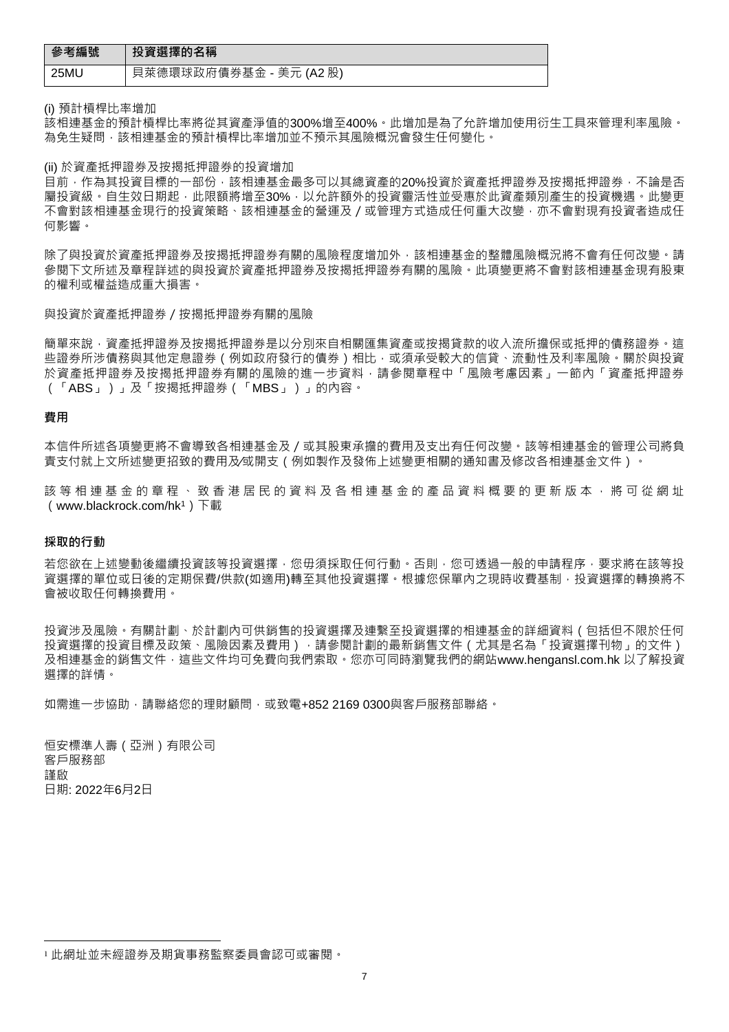| 參考編號 | 投資選擇的名稱 |
| --- | --- |
| 25MU | 貝萊德環球政府債券基金 - 美元 (A2 股) |

(i) 預計槓桿比率增加

該相連基金的預計槓桿比率將從其資產淨值的300%增至400%。此增加是為了允許增加使用衍生工具來管理利率風險。為免生疑問，該相連基金的預計槓桿比率增加並不預示其風險概況會發生任何變化。

(ii) 於資產抵押證券及按揭抵押證券的投資增加

目前，作為其投資目標的一部份，該相連基金最多可以其總資產的20%投資於資產抵押證券及按揭抵押證券，不論是否屬投資級。自生效日期起，此限額將增至30%，以允許額外的投資靈活性並受惠於此資產類別產生的投資機遇。此變更不會對該相連基金現行的投資策略、該相連基金的營運及／或管理方式造成任何重大改變，亦不會對現有投資者造成任何影響。

除了與投資於資產抵押證券及按揭抵押證券有關的風險程度增加外，該相連基金的整體風險概況將不會有任何改變。請參閱下文所述及章程詳述的與投資於資產抵押證券及按揭抵押證券有關的風險。此項變更將不會對該相連基金現有股東的權利或權益造成重大損害。

與投資於資產抵押證券／按揭抵押證券有關的風險

簡單來說，資產抵押證券及按揭抵押證券是以分別來自相關匯集資產或按揭貸款的收入流所擔保或抵押的債務證券。這些證券所涉債務與其他定息證券（例如政府發行的債券）相比，或須承受較大的信貸、流動性及利率風險。關於與投資於資產抵押證券及按揭抵押證券有關的風險的進一步資料，請參閱章程中「風險考慮因素」一節內「資產抵押證券（「ABS」）」及「按揭抵押證券（「MBS」）」的內容。

**費用**

本信件所述各項變更將不會導致各相連基金及／或其股東承擔的費用及支出有任何改變。該等相連基金的管理公司將負責支付就上文所述變更招致的費用及/或開支（例如製作及發佈上述變更相關的通知書及修改各相連基金文件）。

該等相連基金的章程、致香港居民的資料及各相連基金的產品資料概要的更新版本，將可從網址（www.blackrock.com/hk[1]）下載

**採取的行動**

若您欲在上述變動後繼續投資該等投資選擇，您毋須採取任何行動。否則，您可透過一般的申請程序，要求將在該等投資選擇的單位或日後的定期保費/供款(如適用)轉至其他投資選擇。根據您保單內之現時收費基制，投資選擇的轉換將不會被收取任何轉換費用。

投資涉及風險。有關計劃、於計劃內可供銷售的投資選擇及連繫至投資選擇的相連基金的詳細資料（包括但不限於任何投資選擇的投資目標及政策、風險因素及費用），請參閱計劃的最新銷售文件（尤其是名為「投資選擇刊物」的文件）及相連基金的銷售文件，這些文件均可免費向我們索取。您亦可同時瀏覽我們的網站www.hengansl.com.hk 以了解投資選擇的詳情。

如需進一步協助，請聯絡您的理財顧問，或致電+852 2169 0300與客戶服務部聯絡。

恒安標準人壽（亞洲）有限公司
客戶服務部
謹啟
日期: 2022年6月2日

[1] 此網址並未經證券及期貨事務監察委員會認可或審閱。